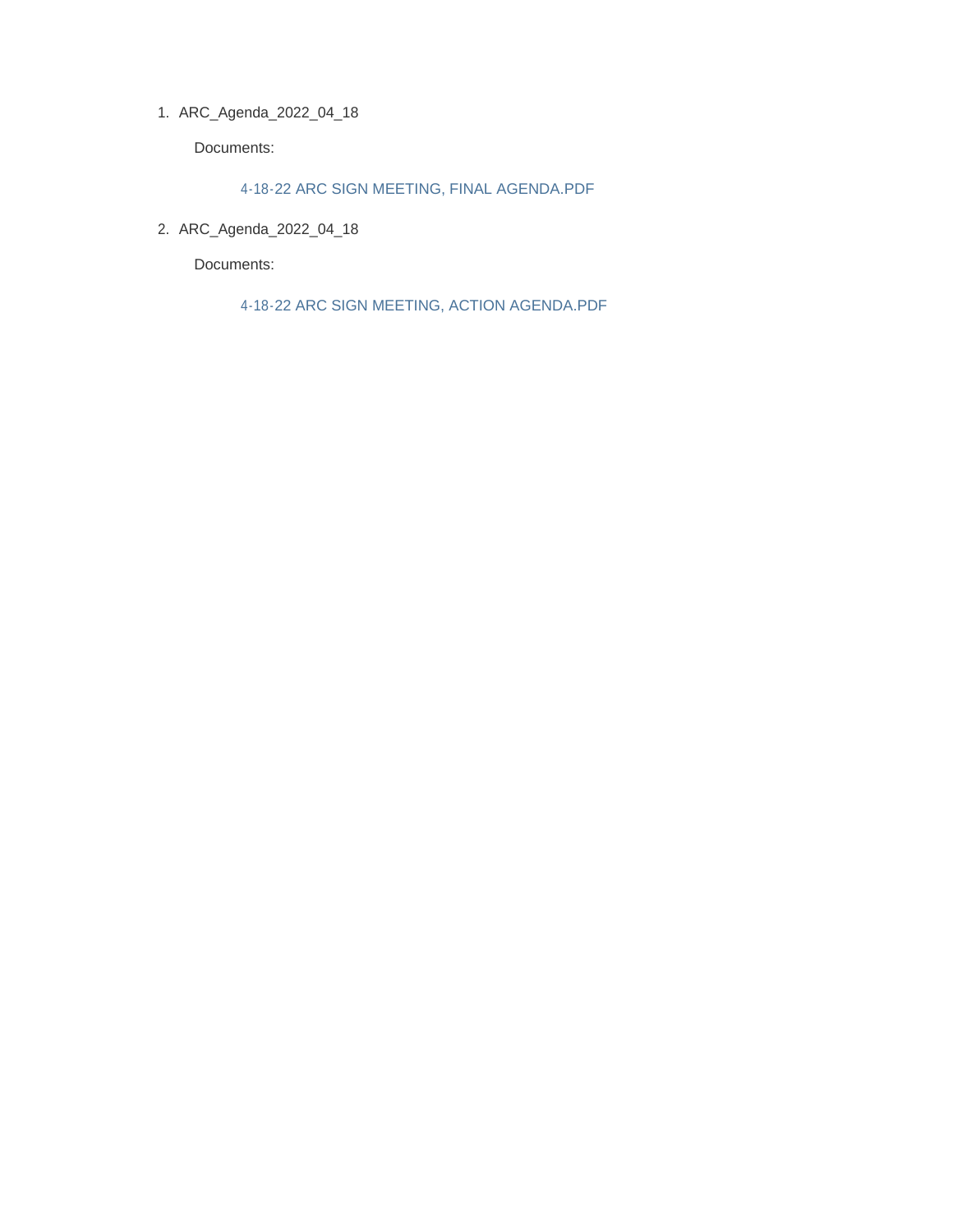1. ARC_Agenda_2022_04_18

   Documents:

   4-18-22 ARC SIGN MEETING, FINAL AGENDA.PDF

2. ARC_Agenda_2022_04_18

   Documents:

   4-18-22 ARC SIGN MEETING, ACTION AGENDA.PDF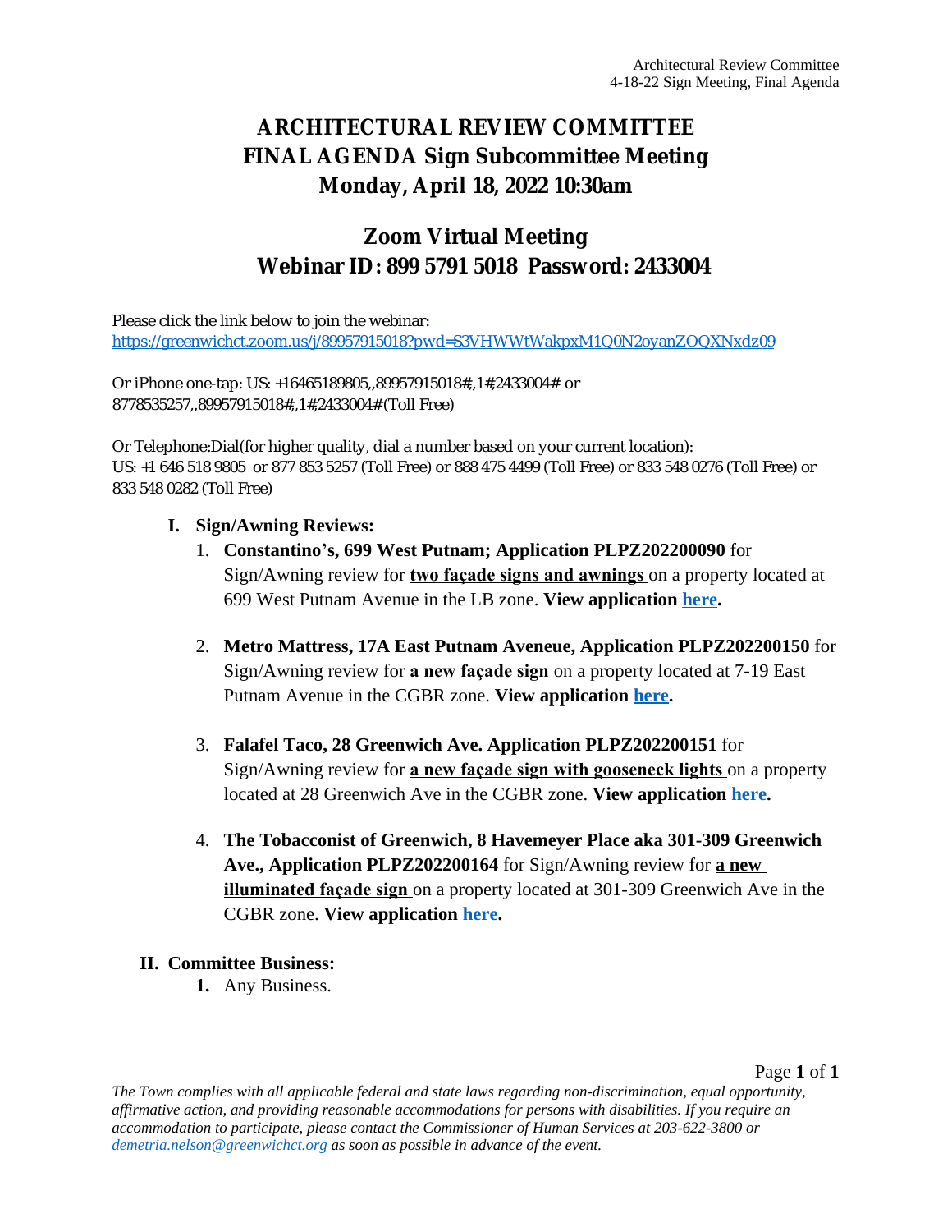# ARCHITECTURAL REVIEW COMMITTEE
# FINAL AGENDA Sign Subcommittee Meeting
# Monday, April 18, 2022 10:30am

## Zoom Virtual Meeting
## Webinar ID: 899 5791 5018 Password: 2433004

Please click the link below to join the webinar:
[https://greenwichct.zoom.us/j/89957915018?pwd=S3VHWWtWakpxM1Q0N2oyanZOQXNxdz09](https://greenwichct.zoom.us/j/89957915018?pwd=S3VHWWtWakpxM1Q0N2oyanZOQXNxdz09)

Or iPhone one-tap: US: +16465189805,,89957915018#,,1#,2433004# or 8778535257,,89957915018#,,1#,2433004# (Toll Free)

Or Telephone:Dial(for higher quality, dial a number based on your current location):
US: +1 646 518 9805 or 877 853 5257 (Toll Free) or 888 475 4499 (Toll Free) or 833 548 0276 (Toll Free) or 833 548 0282 (Toll Free)

**I. Sign/Awning Reviews:**

1. **Constantino's, 699 West Putnam; Application PLPZ202200090** for Sign/Awning review for **two façade signs and awnings** on a property located at 699 West Putnam Avenue in the LB zone. **View application here.**

2. **Metro Mattress, 17A East Putnam Aveneue, Application PLPZ202200150** for Sign/Awning review for **a new façade sign** on a property located at 7-19 East Putnam Avenue in the CGBR zone. **View application here.**

3. **Falafel Taco, 28 Greenwich Ave. Application PLPZ202200151** for Sign/Awning review for **a new façade sign with gooseneck lights** on a property located at 28 Greenwich Ave in the CGBR zone. **View application here.**

4. **The Tobacconist of Greenwich, 8 Havemeyer Place aka 301-309 Greenwich Ave., Application PLPZ202200164** for Sign/Awning review for **a new illuminated façade sign** on a property located at 301-309 Greenwich Ave in the CGBR zone. **View application here.**

**II. Committee Business:**

1. Any Business.

*The Town complies with all applicable federal and state laws regarding non-discrimination, equal opportunity, affirmative action, and providing reasonable accommodations for persons with disabilities. If you require an accommodation to participate, please contact the Commissioner of Human Services at 203-622-3800 or [demetria.nelson@greenwichct.org](mailto:demetria.nelson@greenwichct.org) as soon as possible in advance of the event.*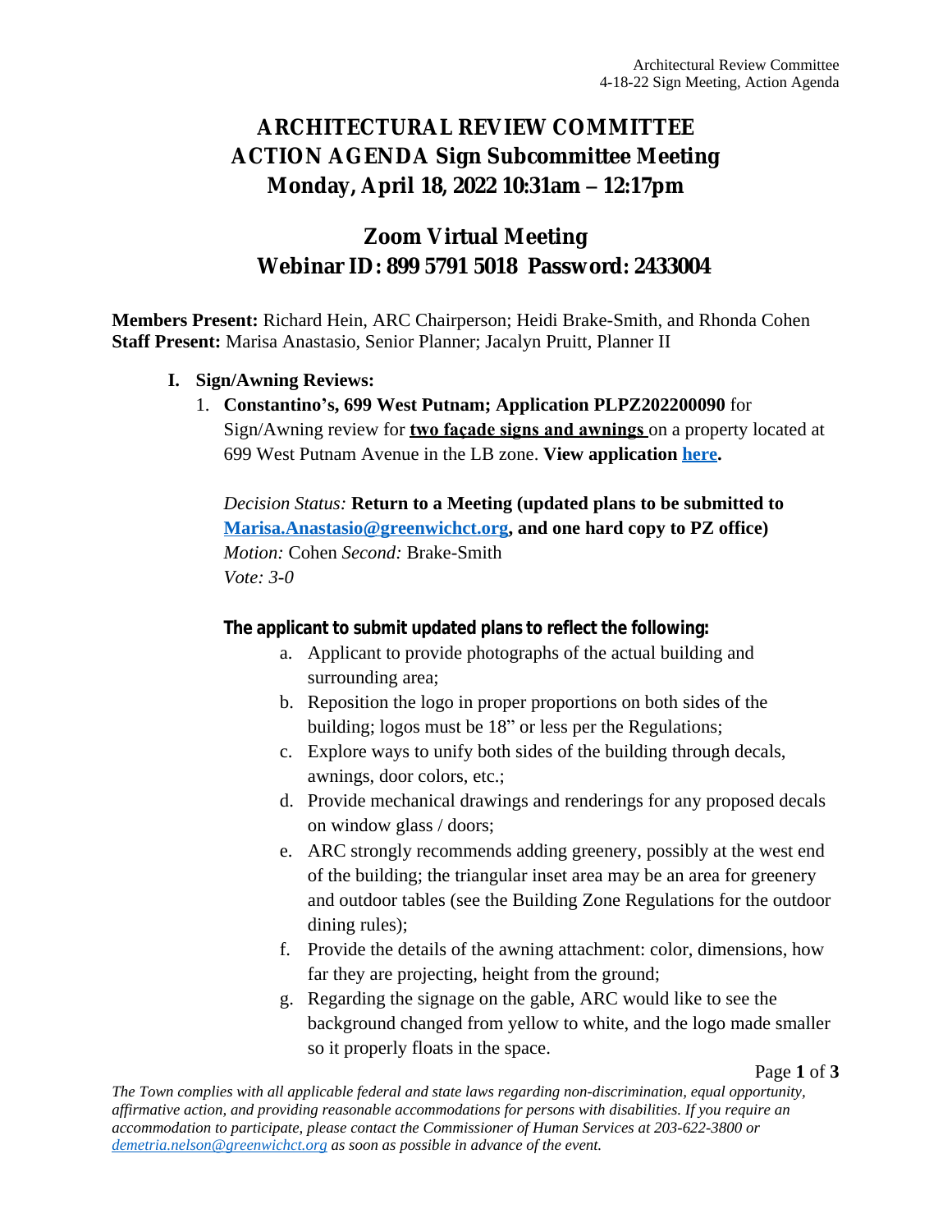# ARCHITECTURAL REVIEW COMMITTEE
# ACTION AGENDA Sign Subcommittee Meeting
# Monday, April 18, 2022 10:31am – 12:17pm

## Zoom Virtual Meeting
## Webinar ID: 899 5791 5018 Password: 2433004

**Members Present:** Richard Hein, ARC Chairperson; Heidi Brake-Smith, and Rhonda Cohen
**Staff Present:** Marisa Anastasio, Senior Planner; Jacalyn Pruitt, Planner II

**I. Sign/Awning Reviews:**

1. **Constantino's, 699 West Putnam; Application PLPZ202200090** for Sign/Awning review for **two façade signs and awnings** on a property located at 699 West Putnam Avenue in the LB zone. **View application here.**

   *Decision Status:* **Return to a Meeting (updated plans to be submitted to Marisa.Anastasio@greenwichct.org, and one hard copy to PZ office)**
   *Motion:* Cohen *Second:* Brake-Smith
   *Vote: 3-0*

   **The applicant to submit updated plans to reflect the following:**

   a. Applicant to provide photographs of the actual building and surrounding area;
   b. Reposition the logo in proper proportions on both sides of the building; logos must be 18" or less per the Regulations;
   c. Explore ways to unify both sides of the building through decals, awnings, door colors, etc.;
   d. Provide mechanical drawings and renderings for any proposed decals on window glass / doors;
   e. ARC strongly recommends adding greenery, possibly at the west end of the building; the triangular inset area may be an area for greenery and outdoor tables (see the Building Zone Regulations for the outdoor dining rules);
   f. Provide the details of the awning attachment: color, dimensions, how far they are projecting, height from the ground;
   g. Regarding the signage on the gable, ARC would like to see the background changed from yellow to white, and the logo made smaller so it properly floats in the space.

*The Town complies with all applicable federal and state laws regarding non-discrimination, equal opportunity, affirmative action, and providing reasonable accommodations for persons with disabilities. If you require an accommodation to participate, please contact the Commissioner of Human Services at 203-622-3800 or demetria.nelson@greenwichct.org as soon as possible in advance of the event.*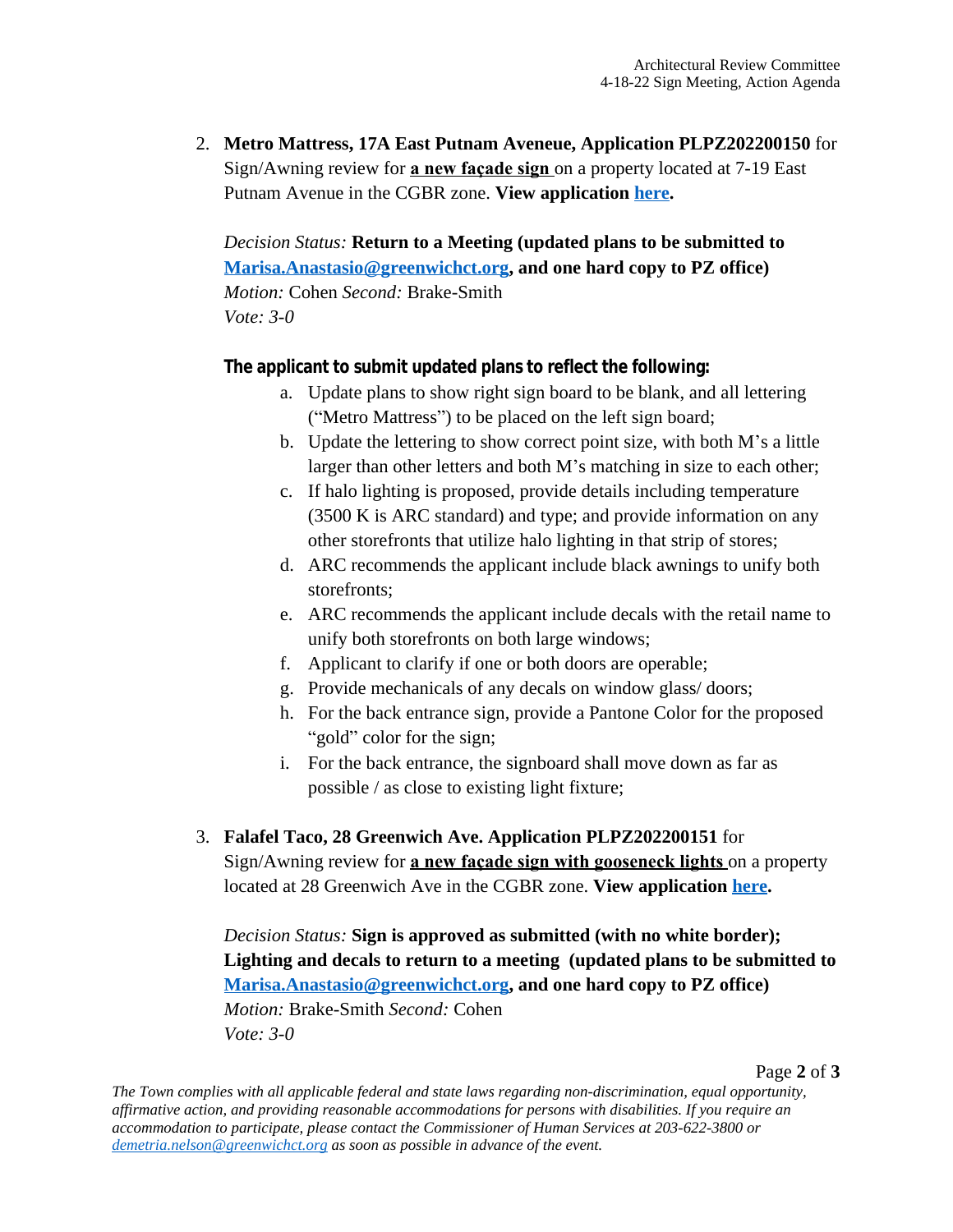2. **Metro Mattress, 17A East Putnam Aveneue, Application PLPZ202200150** for Sign/Awning review for **a new façade sign** on a property located at 7-19 East Putnam Avenue in the CGBR zone. **View application here.**

   *Decision Status:* **Return to a Meeting (updated plans to be submitted to Marisa.Anastasio@greenwichct.org, and one hard copy to PZ office)**
   *Motion:* Cohen *Second:* Brake-Smith
   *Vote: 3-0*

   **The applicant to submit updated plans to reflect the following:**

   a. Update plans to show right sign board to be blank, and all lettering ("Metro Mattress") to be placed on the left sign board;
   b. Update the lettering to show correct point size, with both M's a little larger than other letters and both M's matching in size to each other;
   c. If halo lighting is proposed, provide details including temperature (3500 K is ARC standard) and type; and provide information on any other storefronts that utilize halo lighting in that strip of stores;
   d. ARC recommends the applicant include black awnings to unify both storefronts;
   e. ARC recommends the applicant include decals with the retail name to unify both storefronts on both large windows;
   f. Applicant to clarify if one or both doors are operable;
   g. Provide mechanicals of any decals on window glass/ doors;
   h. For the back entrance sign, provide a Pantone Color for the proposed "gold" color for the sign;
   i. For the back entrance, the signboard shall move down as far as possible / as close to existing light fixture;

3. **Falafel Taco, 28 Greenwich Ave. Application PLPZ202200151** for Sign/Awning review for **a new façade sign with gooseneck lights** on a property located at 28 Greenwich Ave in the CGBR zone. **View application here.**

   *Decision Status:* **Sign is approved as submitted (with no white border); Lighting and decals to return to a meeting (updated plans to be submitted to Marisa.Anastasio@greenwichct.org, and one hard copy to PZ office)**
   *Motion:* Brake-Smith *Second:* Cohen
   *Vote: 3-0*

*The Town complies with all applicable federal and state laws regarding non-discrimination, equal opportunity, affirmative action, and providing reasonable accommodations for persons with disabilities. If you require an accommodation to participate, please contact the Commissioner of Human Services at 203-622-3800 or demetria.nelson@greenwichct.org as soon as possible in advance of the event.*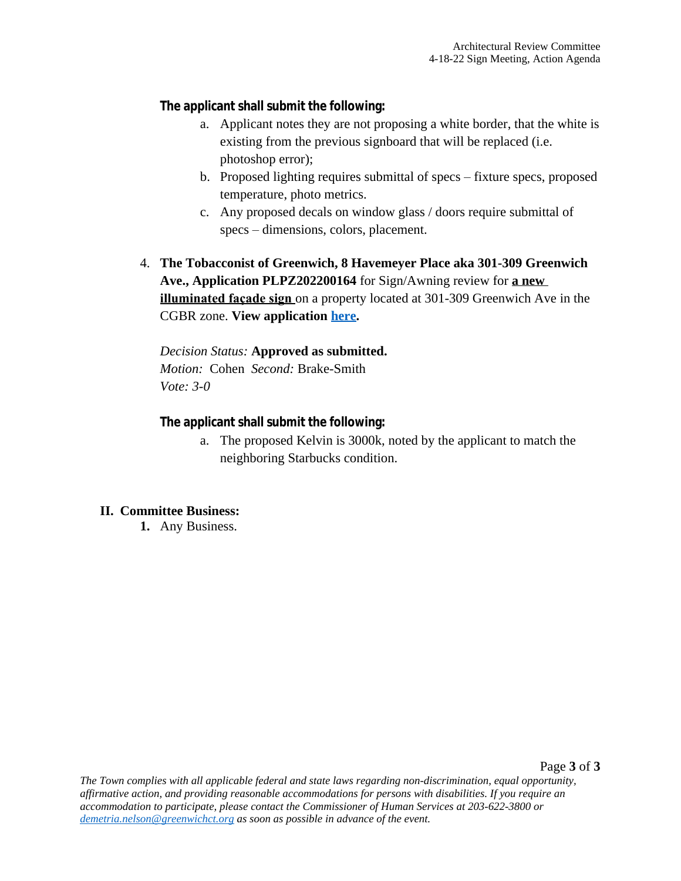**The applicant shall submit the following:**

a. Applicant notes they are not proposing a white border, that the white is existing from the previous signboard that will be replaced (i.e. photoshop error);
b. Proposed lighting requires submittal of specs – fixture specs, proposed temperature, photo metrics.
c. Any proposed decals on window glass / doors require submittal of specs – dimensions, colors, placement.

4. **The Tobacconist of Greenwich, 8 Havemeyer Place aka 301-309 Greenwich Ave., Application PLPZ202200164** for Sign/Awning review for **a new illuminated façade sign** on a property located at 301-309 Greenwich Ave in the CGBR zone. **View application [here](here).**

   *Decision Status:* **Approved as submitted.**
   *Motion:* Cohen *Second:* Brake-Smith
   *Vote: 3-0*

   **The applicant shall submit the following:**

   a. The proposed Kelvin is 3000k, noted by the applicant to match the neighboring Starbucks condition.

**II. Committee Business:**

1. Any Business.

*The Town complies with all applicable federal and state laws regarding non-discrimination, equal opportunity, affirmative action, and providing reasonable accommodations for persons with disabilities. If you require an accommodation to participate, please contact the Commissioner of Human Services at 203-622-3800 or [demetria.nelson@greenwichct.org](mailto:demetria.nelson@greenwichct.org) as soon as possible in advance of the event.*